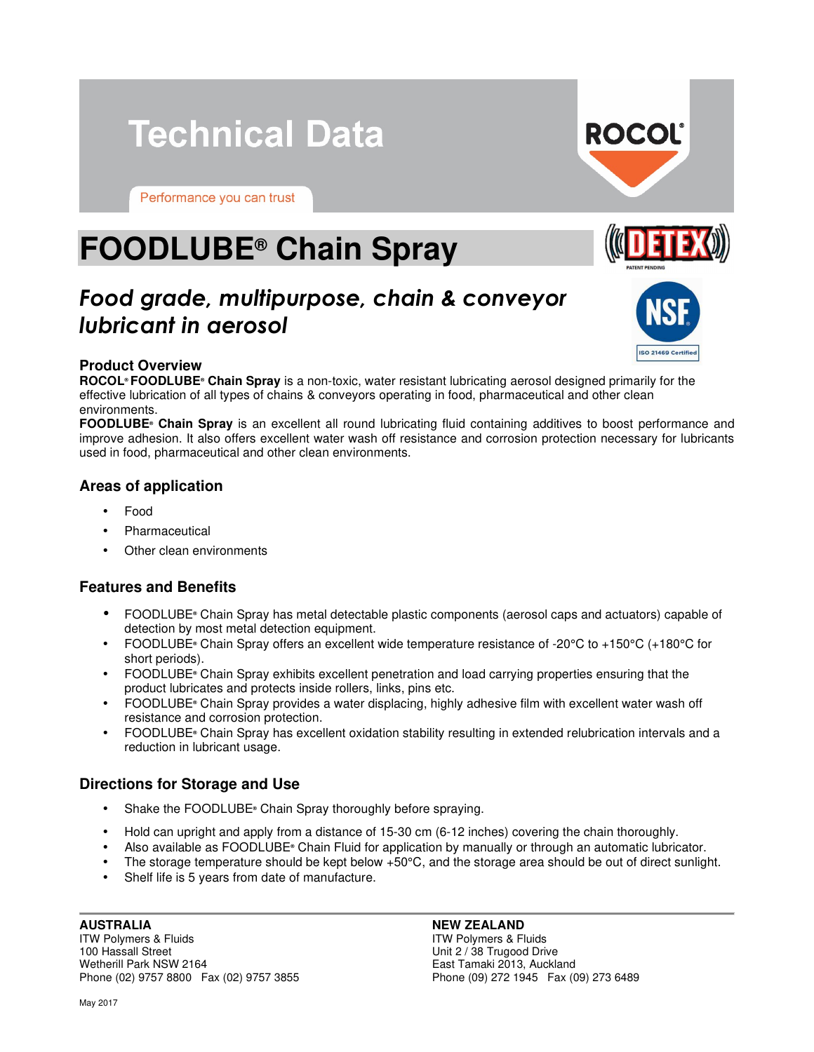# Technical Data

Performance you can trust

# FOODLUBE® Chain Spray

## *Food grade, multipurpose, chain & conveyor lubricant in aerosol*

### Product Overview

**ROCOL® FOODLUBE® Chain Spray** is a non-toxic, water resistant lubricating aerosol designed primarily for the effective lubrication of all types of chains & conveyors operating in food, pharmaceutical and other clean environments.

**FOODLUBE® Chain Spray** is an excellent all round lubricating fluid containing additives to boost performance and improve adhesion. It also offers excellent water wash off resistance and corrosion protection necessary for lubricants used in food, pharmaceutical and other clean environments.

### Areas of application

- Food
- Pharmaceutical
- Other clean environments

### Features and Benefits

- FOODLUBE® Chain Spray has metal detectable plastic components (aerosol caps and actuators) capable of detection by most metal detection equipment.
- FOODLUBE® Chain Spray offers an excellent wide temperature resistance of -20°C to +150°C (+180°C for short periods).
- FOODLUBE® Chain Spray exhibits excellent penetration and load carrying properties ensuring that the product lubricates and protects inside rollers, links, pins etc.
- FOODLUBE® Chain Spray provides a water displacing, highly adhesive film with excellent water wash off resistance and corrosion protection.
- FOODLUBE® Chain Spray has excellent oxidation stability resulting in extended relubrication intervals and a reduction in lubricant usage.

### Directions for Storage and Use

- Shake the FOODLUBE® Chain Spray thoroughly before spraying.
- Hold can upright and apply from a distance of 15-30 cm (6-12 inches) covering the chain thoroughly.
- Also available as FOODLUBE® Chain Fluid for application by manually or through an automatic lubricator.
- The storage temperature should be kept below +50°C, and the storage area should be out of direct sunlight.
- Shelf life is 5 years from date of manufacture.

**AUSTRALIA**
ITW Polymers & Fluids
100 Hassall Street
Wetherill Park NSW 2164
Phone (02) 9757 8800 Fax (02) 9757 3855

**NEW ZEALAND**
ITW Polymers & Fluids
Unit 2 / 38 Trugood Drive
East Tamaki 2013, Auckland
Phone (09) 272 1945 Fax (09) 273 6489

May 2017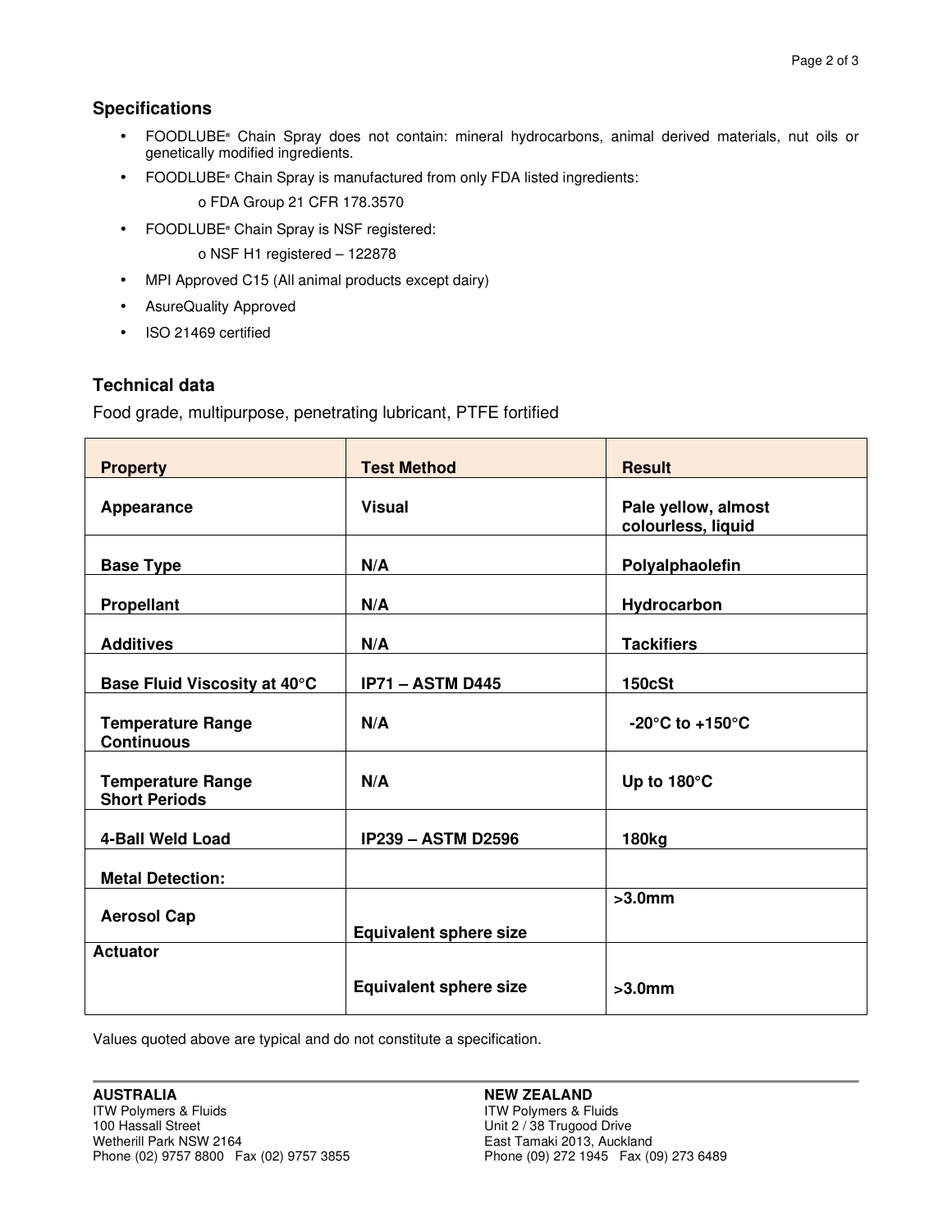## Specifications

- FOODLUBE® Chain Spray does not contain: mineral hydrocarbons, animal derived materials, nut oils or genetically modified ingredients.
- FOODLUBE® Chain Spray is manufactured from only FDA listed ingredients:
  - o FDA Group 21 CFR 178.3570
- FOODLUBE® Chain Spray is NSF registered:
  - o NSF H1 registered – 122878
- MPI Approved C15 (All animal products except dairy)
- AsureQuality Approved
- ISO 21469 certified

## Technical data

Food grade, multipurpose, penetrating lubricant, PTFE fortified

| Property | Test Method | Result |
|---|---|---|
| **Appearance** | **Visual** | **Pale yellow, almost colourless, liquid** |
| **Base Type** | **N/A** | **Polyalphaolefin** |
| **Propellant** | **N/A** | **Hydrocarbon** |
| **Additives** | **N/A** | **Tackifiers** |
| **Base Fluid Viscosity at 40°C** | **IP71 – ASTM D445** | **150cSt** |
| **Temperature Range Continuous** | **N/A** | **-20°C to +150°C** |
| **Temperature Range Short Periods** | **N/A** | **Up to 180°C** |
| **4-Ball Weld Load** | **IP239 – ASTM D2596** | **180kg** |
| **Metal Detection:** | | |
| **Aerosol Cap** | **Equivalent sphere size** | **>3.0mm** |
| **Actuator** | **Equivalent sphere size** | **>3.0mm** |

Values quoted above are typical and do not constitute a specification.

**AUSTRALIA**
ITW Polymers & Fluids
100 Hassall Street
Wetherill Park NSW 2164
Phone (02) 9757 8800 Fax (02) 9757 3855

**NEW ZEALAND**
ITW Polymers & Fluids
Unit 2 / 38 Trugood Drive
East Tamaki 2013, Auckland
Phone (09) 272 1945 Fax (09) 273 6489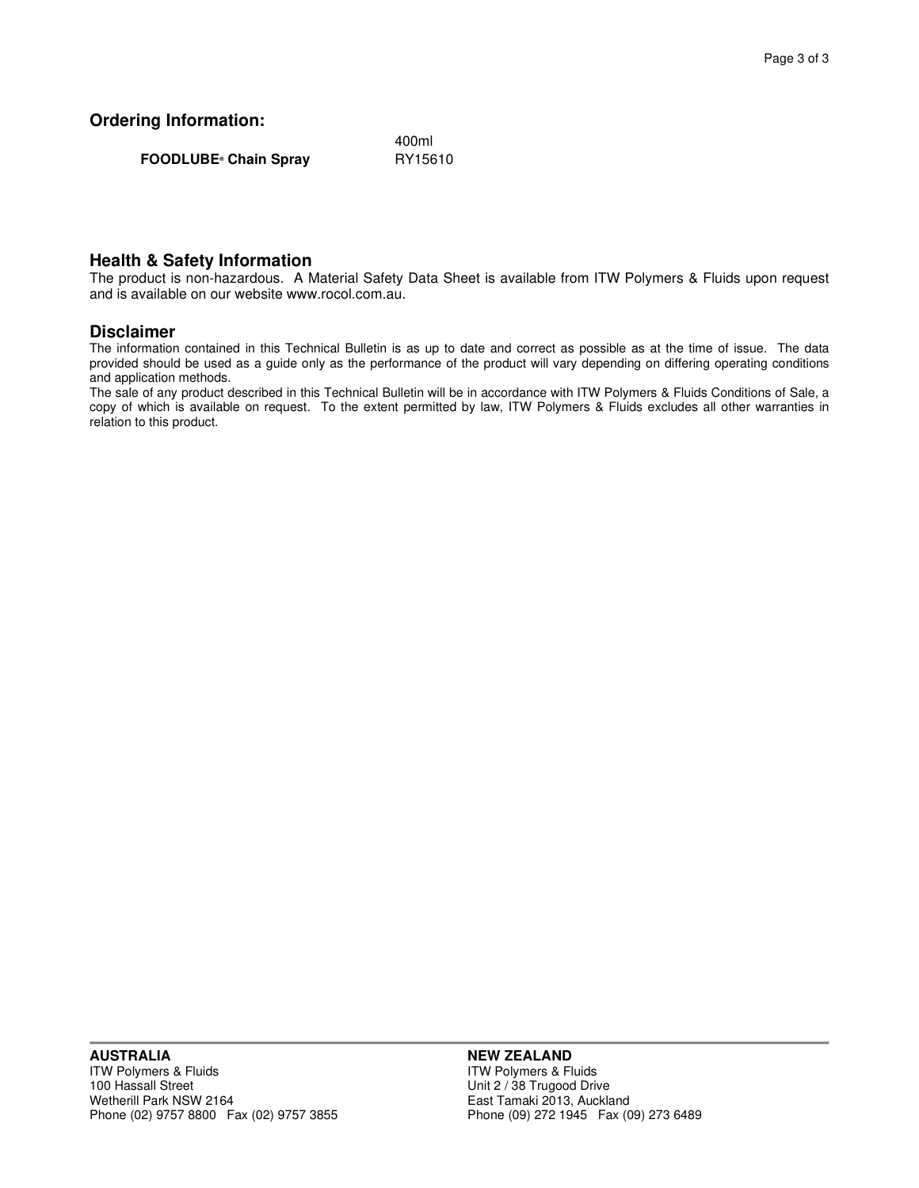## Ordering Information:

| | 400ml |
|---|---|
| **FOODLUBE® Chain Spray** | RY15610 |

## Health & Safety Information

The product is non-hazardous. A Material Safety Data Sheet is available from ITW Polymers & Fluids upon request and is available on our website www.rocol.com.au.

## Disclaimer

The information contained in this Technical Bulletin is as up to date and correct as possible as at the time of issue. The data provided should be used as a guide only as the performance of the product will vary depending on differing operating conditions and application methods.

The sale of any product described in this Technical Bulletin will be in accordance with ITW Polymers & Fluids Conditions of Sale, a copy of which is available on request. To the extent permitted by law, ITW Polymers & Fluids excludes all other warranties in relation to this product.

**AUSTRALIA**
ITW Polymers & Fluids
100 Hassall Street
Wetherill Park NSW 2164
Phone (02) 9757 8800 Fax (02) 9757 3855

**NEW ZEALAND**
ITW Polymers & Fluids
Unit 2 / 38 Trugood Drive
East Tamaki 2013, Auckland
Phone (09) 272 1945 Fax (09) 273 6489